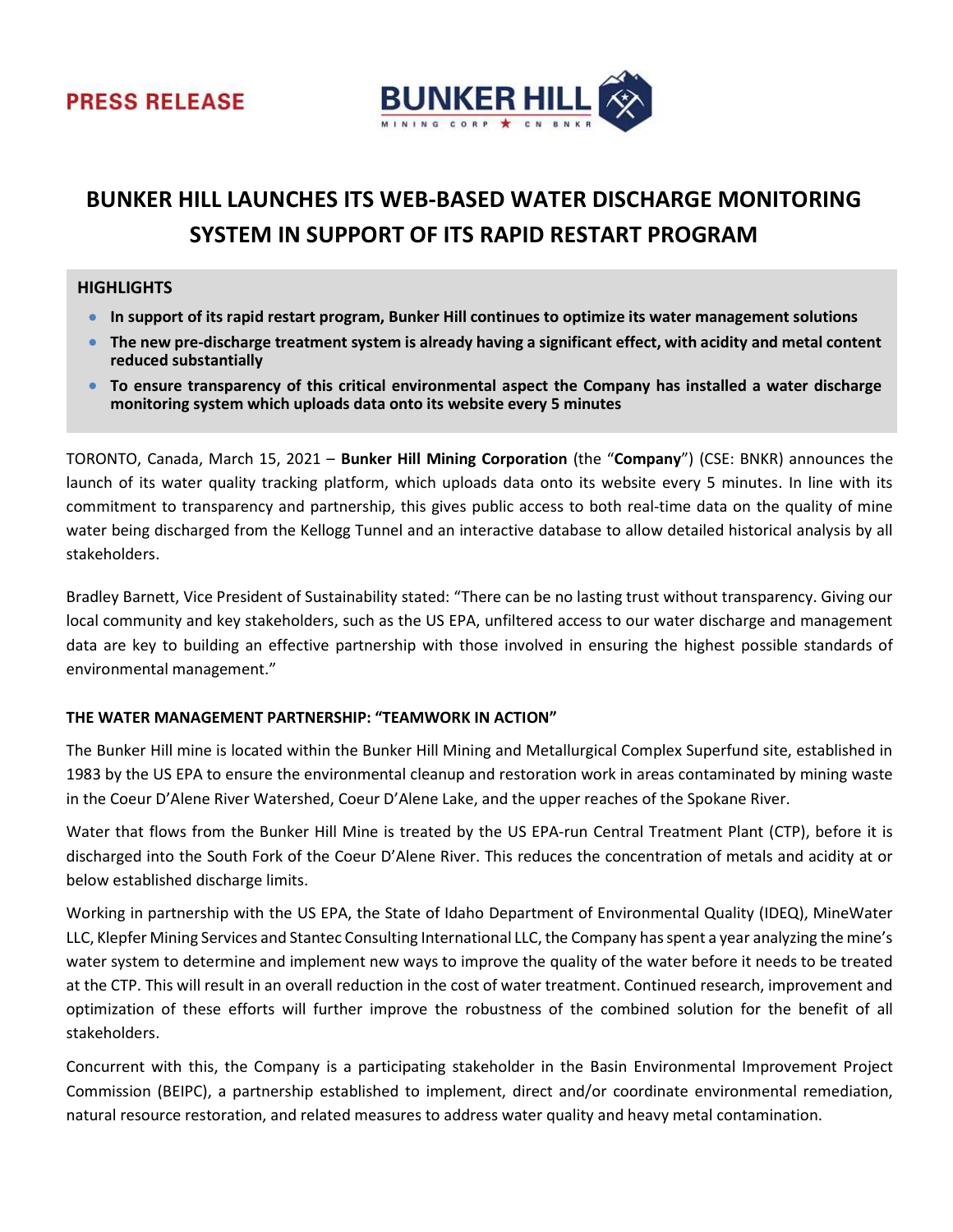PRESS RELEASE

BUNKER HILL MINING CORP ★ CN BNKR

# BUNKER HILL LAUNCHES ITS WEB-BASED WATER DISCHARGE MONITORING SYSTEM IN SUPPORT OF ITS RAPID RESTART PROGRAM

## HIGHLIGHTS

- **In support of its rapid restart program, Bunker Hill continues to optimize its water management solutions**
- **The new pre-discharge treatment system is already having a significant effect, with acidity and metal content reduced substantially**
- **To ensure transparency of this critical environmental aspect the Company has installed a water discharge monitoring system which uploads data onto its website every 5 minutes**

TORONTO, Canada, March 15, 2021 – **Bunker Hill Mining Corporation** (the "**Company**") (CSE: BNKR) announces the launch of its water quality tracking platform, which uploads data onto its website every 5 minutes. In line with its commitment to transparency and partnership, this gives public access to both real-time data on the quality of mine water being discharged from the Kellogg Tunnel and an interactive database to allow detailed historical analysis by all stakeholders.

Bradley Barnett, Vice President of Sustainability stated: "There can be no lasting trust without transparency. Giving our local community and key stakeholders, such as the US EPA, unfiltered access to our water discharge and management data are key to building an effective partnership with those involved in ensuring the highest possible standards of environmental management."

### THE WATER MANAGEMENT PARTNERSHIP: "TEAMWORK IN ACTION"

The Bunker Hill mine is located within the Bunker Hill Mining and Metallurgical Complex Superfund site, established in 1983 by the US EPA to ensure the environmental cleanup and restoration work in areas contaminated by mining waste in the Coeur D'Alene River Watershed, Coeur D'Alene Lake, and the upper reaches of the Spokane River.

Water that flows from the Bunker Hill Mine is treated by the US EPA-run Central Treatment Plant (CTP), before it is discharged into the South Fork of the Coeur D'Alene River. This reduces the concentration of metals and acidity at or below established discharge limits.

Working in partnership with the US EPA, the State of Idaho Department of Environmental Quality (IDEQ), MineWater LLC, Klepfer Mining Services and Stantec Consulting International LLC, the Company has spent a year analyzing the mine's water system to determine and implement new ways to improve the quality of the water before it needs to be treated at the CTP. This will result in an overall reduction in the cost of water treatment. Continued research, improvement and optimization of these efforts will further improve the robustness of the combined solution for the benefit of all stakeholders.

Concurrent with this, the Company is a participating stakeholder in the Basin Environmental Improvement Project Commission (BEIPC), a partnership established to implement, direct and/or coordinate environmental remediation, natural resource restoration, and related measures to address water quality and heavy metal contamination.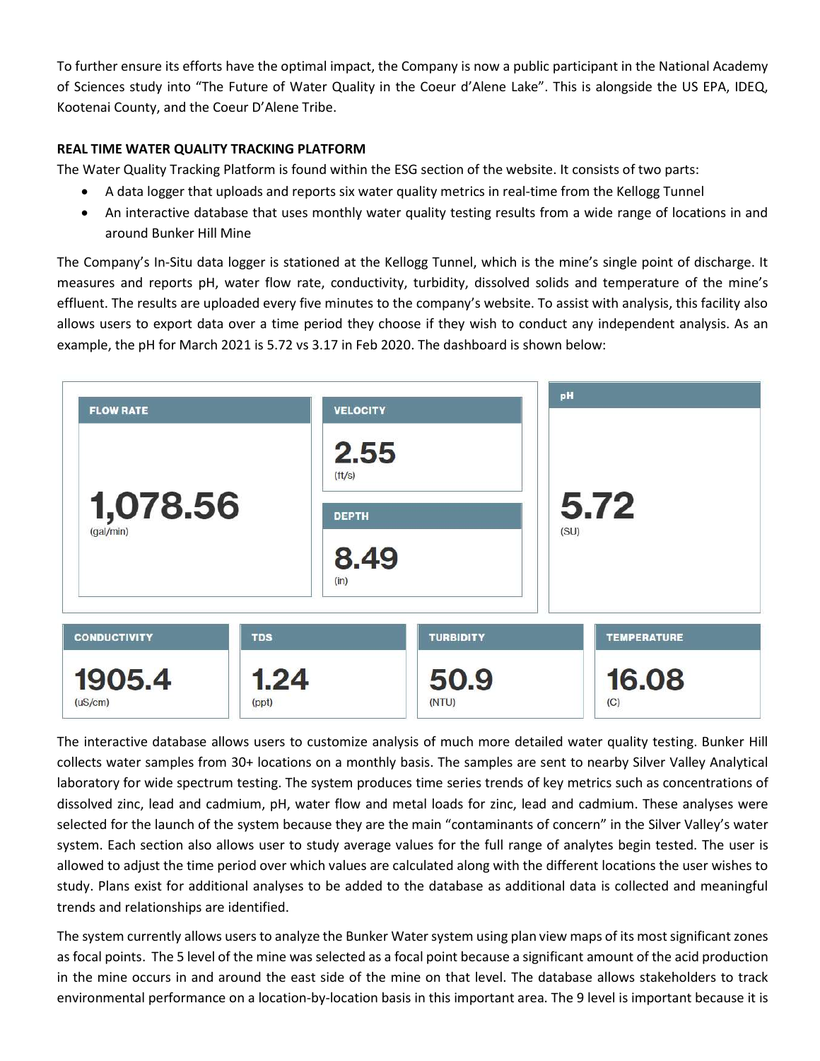To further ensure its efforts have the optimal impact, the Company is now a public participant in the National Academy of Sciences study into "The Future of Water Quality in the Coeur d'Alene Lake". This is alongside the US EPA, IDEQ, Kootenai County, and the Coeur D'Alene Tribe.

**REAL TIME WATER QUALITY TRACKING PLATFORM**

The Water Quality Tracking Platform is found within the ESG section of the website. It consists of two parts:

- A data logger that uploads and reports six water quality metrics in real-time from the Kellogg Tunnel
- An interactive database that uses monthly water quality testing results from a wide range of locations in and around Bunker Hill Mine

The Company's In-Situ data logger is stationed at the Kellogg Tunnel, which is the mine's single point of discharge. It measures and reports pH, water flow rate, conductivity, turbidity, dissolved solids and temperature of the mine's effluent. The results are uploaded every five minutes to the company's website. To assist with analysis, this facility also allows users to export data over a time period they choose if they wish to conduct any independent analysis. As an example, the pH for March 2021 is 5.72 vs 3.17 in Feb 2020. The dashboard is shown below:

| FLOW RATE | VELOCITY | DEPTH | pH |
|---|---|---|---|
| 1,078.56 (gal/min) | 2.55 (ft/s) | 8.49 (in) | 5.72 (SU) |

| CONDUCTIVITY | TDS | TURBIDITY | TEMPERATURE |
|---|---|---|---|
| 1905.4 (uS/cm) | 1.24 (ppt) | 50.9 (NTU) | 16.08 (C) |

The interactive database allows users to customize analysis of much more detailed water quality testing. Bunker Hill collects water samples from 30+ locations on a monthly basis. The samples are sent to nearby Silver Valley Analytical laboratory for wide spectrum testing. The system produces time series trends of key metrics such as concentrations of dissolved zinc, lead and cadmium, pH, water flow and metal loads for zinc, lead and cadmium. These analyses were selected for the launch of the system because they are the main "contaminants of concern" in the Silver Valley's water system. Each section also allows user to study average values for the full range of analytes begin tested. The user is allowed to adjust the time period over which values are calculated along with the different locations the user wishes to study. Plans exist for additional analyses to be added to the database as additional data is collected and meaningful trends and relationships are identified.

The system currently allows users to analyze the Bunker Water system using plan view maps of its most significant zones as focal points. The 5 level of the mine was selected as a focal point because a significant amount of the acid production in the mine occurs in and around the east side of the mine on that level. The database allows stakeholders to track environmental performance on a location-by-location basis in this important area. The 9 level is important because it is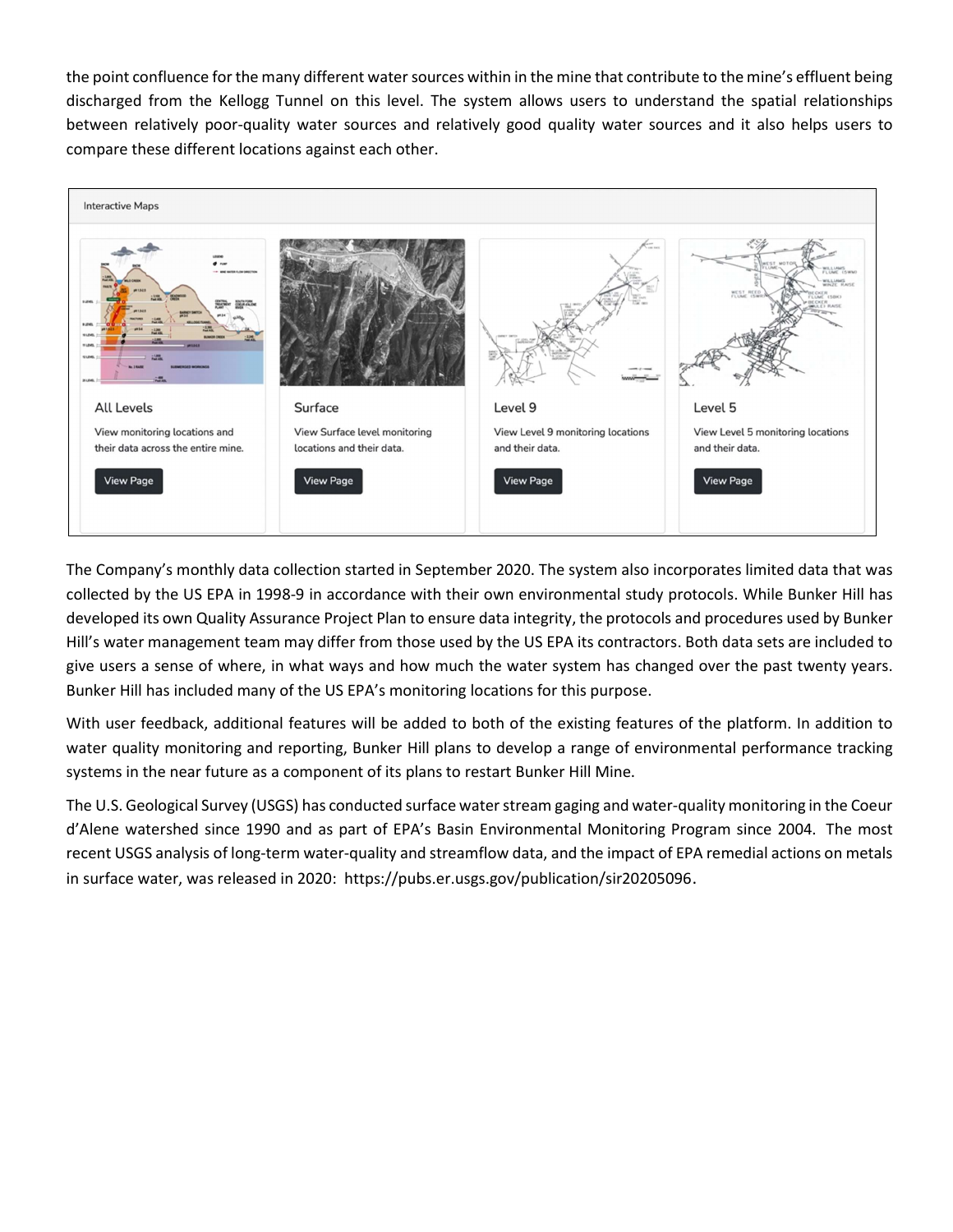the point confluence for the many different water sources within in the mine that contribute to the mine's effluent being discharged from the Kellogg Tunnel on this level. The system allows users to understand the spatial relationships between relatively poor-quality water sources and relatively good quality water sources and it also helps users to compare these different locations against each other.

The Company's monthly data collection started in September 2020. The system also incorporates limited data that was collected by the US EPA in 1998-9 in accordance with their own environmental study protocols. While Bunker Hill has developed its own Quality Assurance Project Plan to ensure data integrity, the protocols and procedures used by Bunker Hill's water management team may differ from those used by the US EPA its contractors. Both data sets are included to give users a sense of where, in what ways and how much the water system has changed over the past twenty years. Bunker Hill has included many of the US EPA's monitoring locations for this purpose.

With user feedback, additional features will be added to both of the existing features of the platform. In addition to water quality monitoring and reporting, Bunker Hill plans to develop a range of environmental performance tracking systems in the near future as a component of its plans to restart Bunker Hill Mine.

The U.S. Geological Survey (USGS) has conducted surface water stream gaging and water-quality monitoring in the Coeur d'Alene watershed since 1990 and as part of EPA's Basin Environmental Monitoring Program since 2004. The most recent USGS analysis of long-term water-quality and streamflow data, and the impact of EPA remedial actions on metals in surface water, was released in 2020: https://pubs.er.usgs.gov/publication/sir20205096.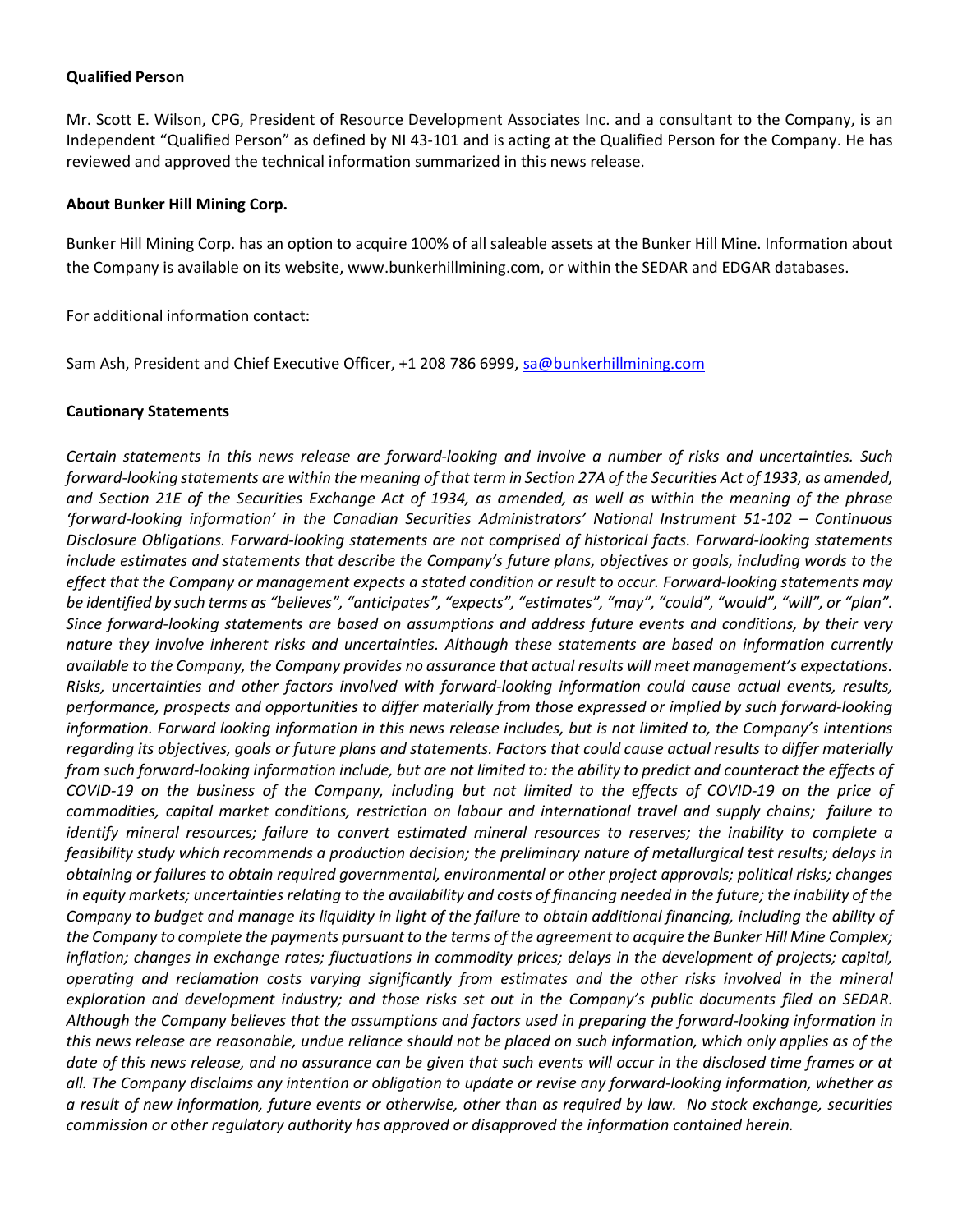**Qualified Person**

Mr. Scott E. Wilson, CPG, President of Resource Development Associates Inc. and a consultant to the Company, is an Independent "Qualified Person" as defined by NI 43-101 and is acting at the Qualified Person for the Company. He has reviewed and approved the technical information summarized in this news release.

**About Bunker Hill Mining Corp.**

Bunker Hill Mining Corp. has an option to acquire 100% of all saleable assets at the Bunker Hill Mine. Information about the Company is available on its website, www.bunkerhillmining.com, or within the SEDAR and EDGAR databases.

For additional information contact:

Sam Ash, President and Chief Executive Officer, +1 208 786 6999, sa@bunkerhillmining.com

**Cautionary Statements**

*Certain statements in this news release are forward-looking and involve a number of risks and uncertainties. Such forward-looking statements are within the meaning of that term in Section 27A of the Securities Act of 1933, as amended, and Section 21E of the Securities Exchange Act of 1934, as amended, as well as within the meaning of the phrase 'forward-looking information' in the Canadian Securities Administrators' National Instrument 51-102 – Continuous Disclosure Obligations. Forward-looking statements are not comprised of historical facts. Forward-looking statements include estimates and statements that describe the Company's future plans, objectives or goals, including words to the effect that the Company or management expects a stated condition or result to occur. Forward-looking statements may be identified by such terms as "believes", "anticipates", "expects", "estimates", "may", "could", "would", "will", or "plan". Since forward-looking statements are based on assumptions and address future events and conditions, by their very nature they involve inherent risks and uncertainties. Although these statements are based on information currently available to the Company, the Company provides no assurance that actual results will meet management's expectations. Risks, uncertainties and other factors involved with forward-looking information could cause actual events, results, performance, prospects and opportunities to differ materially from those expressed or implied by such forward-looking information. Forward looking information in this news release includes, but is not limited to, the Company's intentions regarding its objectives, goals or future plans and statements. Factors that could cause actual results to differ materially from such forward-looking information include, but are not limited to: the ability to predict and counteract the effects of COVID-19 on the business of the Company, including but not limited to the effects of COVID-19 on the price of commodities, capital market conditions, restriction on labour and international travel and supply chains; failure to identify mineral resources; failure to convert estimated mineral resources to reserves; the inability to complete a feasibility study which recommends a production decision; the preliminary nature of metallurgical test results; delays in obtaining or failures to obtain required governmental, environmental or other project approvals; political risks; changes in equity markets; uncertainties relating to the availability and costs of financing needed in the future; the inability of the Company to budget and manage its liquidity in light of the failure to obtain additional financing, including the ability of the Company to complete the payments pursuant to the terms of the agreement to acquire the Bunker Hill Mine Complex; inflation; changes in exchange rates; fluctuations in commodity prices; delays in the development of projects; capital, operating and reclamation costs varying significantly from estimates and the other risks involved in the mineral exploration and development industry; and those risks set out in the Company's public documents filed on SEDAR. Although the Company believes that the assumptions and factors used in preparing the forward-looking information in this news release are reasonable, undue reliance should not be placed on such information, which only applies as of the date of this news release, and no assurance can be given that such events will occur in the disclosed time frames or at all. The Company disclaims any intention or obligation to update or revise any forward-looking information, whether as a result of new information, future events or otherwise, other than as required by law. No stock exchange, securities commission or other regulatory authority has approved or disapproved the information contained herein.*